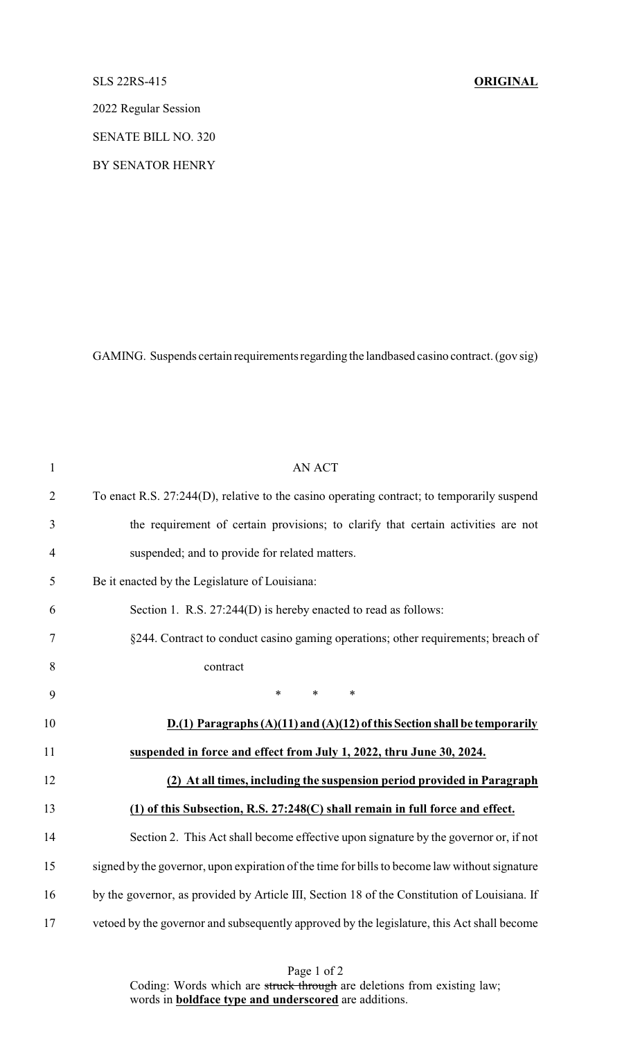SLS 22RS-415 **ORIGINAL**

2022 Regular Session

SENATE BILL NO. 320

BY SENATOR HENRY

GAMING. Suspends certain requirements regarding the landbased casino contract. (gov sig)

AN ACT

To enact R.S. 27:244(D), relative to the casino operating contract; to temporarily suspend the requirement of certain provisions; to clarify that certain activities are not suspended; and to provide for related matters.

Be it enacted by the Legislature of Louisiana:

Section 1. R.S. 27:244(D) is hereby enacted to read as follows:

§244. Contract to conduct casino gaming operations; other requirements; breach of contract

\* \* \*

**D.(1) Paragraphs (A)(11) and (A)(12) of this Section shall be temporarily suspended in force and effect from July 1, 2022, thru June 30, 2024.**

**(2) At all times, including the suspension period provided in Paragraph (1) of this Subsection, R.S. 27:248(C) shall remain in full force and effect.**

Section 2. This Act shall become effective upon signature by the governor or, if not signed by the governor, upon expiration of the time for bills to become law without signature by the governor, as provided by Article III, Section 18 of the Constitution of Louisiana. If vetoed by the governor and subsequently approved by the legislature, this Act shall become

Coding: Words which are ~~struck through~~ are deletions from existing law; words in **boldface type and underscored** are additions.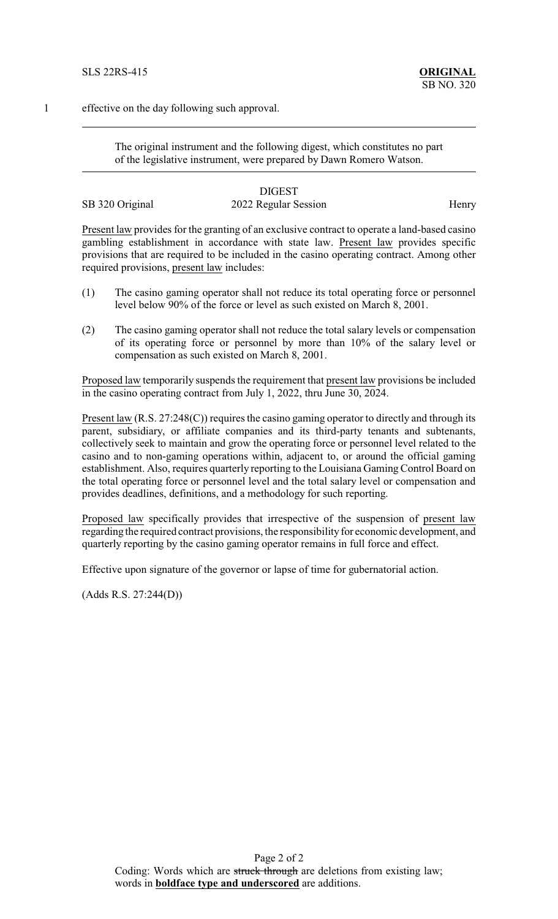1 effective on the day following such approval.

The original instrument and the following digest, which constitutes no part of the legislative instrument, were prepared by Dawn Romero Watson.

DIGEST

SB 320 Original 2022 Regular Session Henry

Present law provides for the granting of an exclusive contract to operate a land-based casino gambling establishment in accordance with state law. Present law provides specific provisions that are required to be included in the casino operating contract. Among other required provisions, present law includes:

(1) The casino gaming operator shall not reduce its total operating force or personnel level below 90% of the force or level as such existed on March 8, 2001.

(2) The casino gaming operator shall not reduce the total salary levels or compensation of its operating force or personnel by more than 10% of the salary level or compensation as such existed on March 8, 2001.

Proposed law temporarily suspends the requirement that present law provisions be included in the casino operating contract from July 1, 2022, thru June 30, 2024.

Present law (R.S. 27:248(C)) requires the casino gaming operator to directly and through its parent, subsidiary, or affiliate companies and its third-party tenants and subtenants, collectively seek to maintain and grow the operating force or personnel level related to the casino and to non-gaming operations within, adjacent to, or around the official gaming establishment. Also, requires quarterly reporting to the Louisiana Gaming Control Board on the total operating force or personnel level and the total salary level or compensation and provides deadlines, definitions, and a methodology for such reporting.

Proposed law specifically provides that irrespective of the suspension of present law regarding the required contract provisions, the responsibility for economic development, and quarterly reporting by the casino gaming operator remains in full force and effect.

Effective upon signature of the governor or lapse of time for gubernatorial action.

(Adds R.S. 27:244(D))

Coding: Words which are ~~struck through~~ are deletions from existing law; words in **boldface type and underscored** are additions.